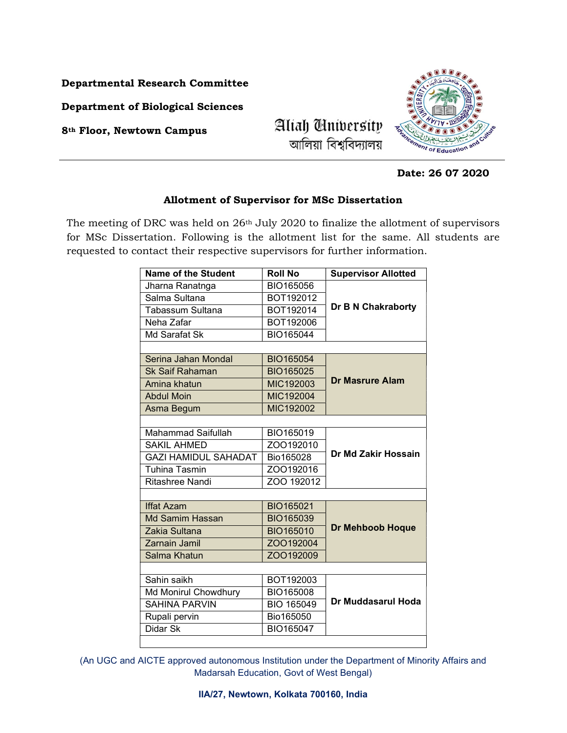**Departmental Research Committee**

**Department of Biological Sciences**

**8th Floor, Newtown Campus**

Aliah University
আলিয়া বিশ্ববিদ্যালয়

**Date: 26 07 2020**

## Allotment of Supervisor for MSc Dissertation

The meeting of DRC was held on 26th July 2020 to finalize the allotment of supervisors for MSc Dissertation. Following is the allotment list for the same. All students are requested to contact their respective supervisors for further information.

| Name of the Student | Roll No | Supervisor Allotted |
|---|---|---|
| Jharna Ranatnga | BIO165056 | Dr B N Chakraborty |
| Salma Sultana | BOT192012 | |
| Tabassum Sultana | BOT192014 | |
| Neha Zafar | BOT192006 | |
| Md Sarafat Sk | BIO165044 | |
| | | |
| Serina Jahan Mondal | BIO165054 | Dr Masrure Alam |
| Sk Saif Rahaman | BIO165025 | |
| Amina khatun | MIC192003 | |
| Abdul Moin | MIC192004 | |
| Asma Begum | MIC192002 | |
| | | |
| Mahammad Saifullah | BIO165019 | Dr Md Zakir Hossain |
| SAKIL AHMED | ZOO192010 | |
| GAZI HAMIDUL SAHADAT | Bio165028 | |
| Tuhina Tasmin | ZOO192016 | |
| Ritashree Nandi | ZOO 192012 | |
| | | |
| Iffat Azam | BIO165021 | Dr Mehboob Hoque |
| Md Samim Hassan | BIO165039 | |
| Zakia Sultana | BIO165010 | |
| Zarnain Jamil | ZOO192004 | |
| Salma Khatun | ZOO192009 | |
| | | |
| Sahin saikh | BOT192003 | Dr Muddasarul Hoda |
| Md Monirul Chowdhury | BIO165008 | |
| SAHINA PARVIN | BIO 165049 | |
| Rupali pervin | Bio165050 | |
| Didar Sk | BIO165047 | |

(An UGC and AICTE approved autonomous Institution under the Department of Minority Affairs and Madarsah Education, Govt of West Bengal)

**IIA/27, Newtown, Kolkata 700160, India**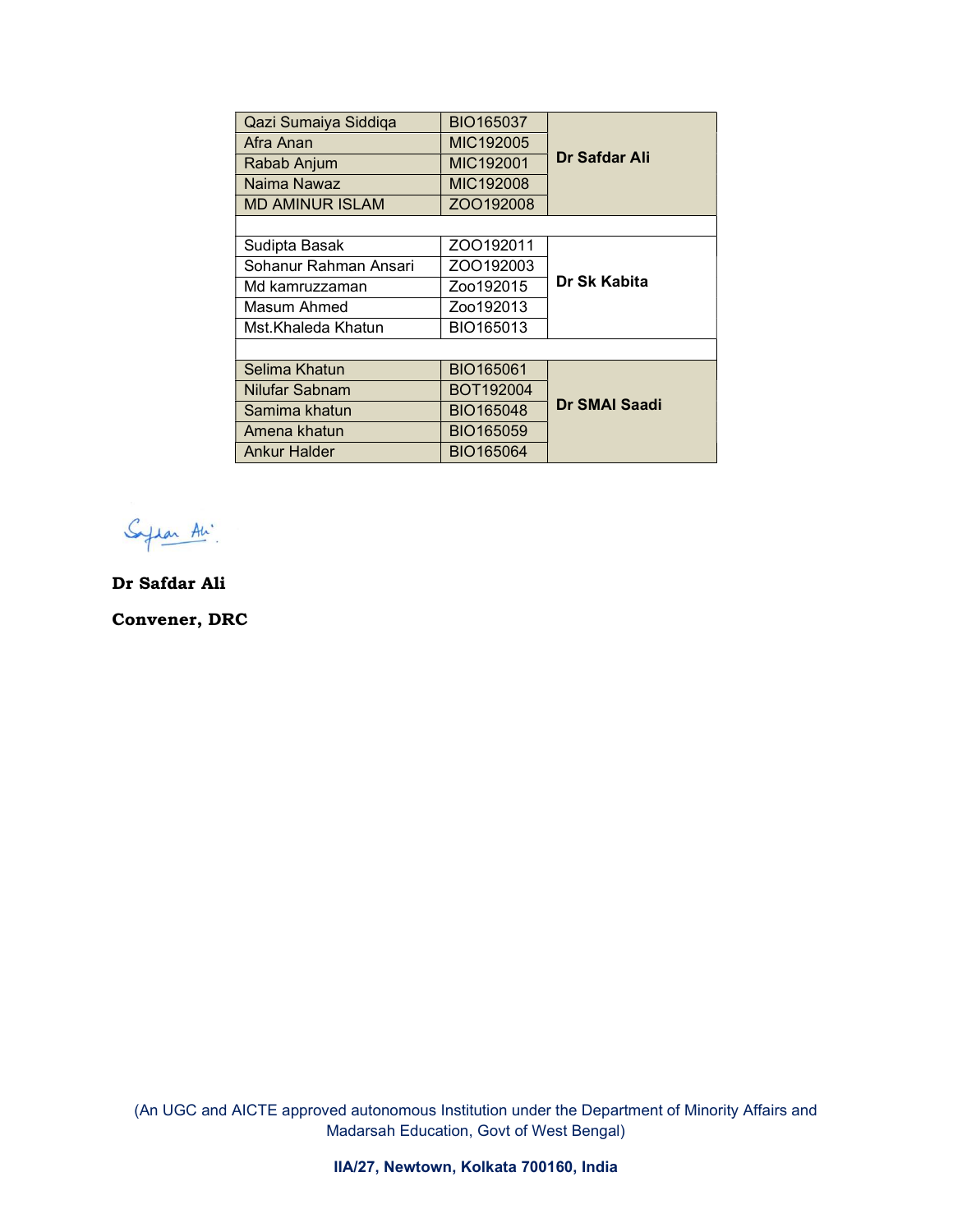| | | |
|---|---|---|
| Qazi Sumaiya Siddiqa | BIO165037 | **Dr Safdar Ali** |
| Afra Anan | MIC192005 | |
| Rabab Anjum | MIC192001 | |
| Naima Nawaz | MIC192008 | |
| MD AMINUR ISLAM | ZOO192008 | |
| | | |
| Sudipta Basak | ZOO192011 | **Dr Sk Kabita** |
| Sohanur Rahman Ansari | ZOO192003 | |
| Md kamruzzaman | Zoo192015 | |
| Masum Ahmed | Zoo192013 | |
| Mst.Khaleda Khatun | BIO165013 | |
| | | |
| Selima Khatun | BIO165061 | **Dr SMAI Saadi** |
| Nilufar Sabnam | BOT192004 | |
| Samima khatun | BIO165048 | |
| Amena khatun | BIO165059 | |
| Ankur Halder | BIO165064 | |

Safdar Ali

**Dr Safdar Ali**

**Convener, DRC**

(An UGC and AICTE approved autonomous Institution under the Department of Minority Affairs and Madarsah Education, Govt of West Bengal)

**IIA/27, Newtown, Kolkata 700160, India**